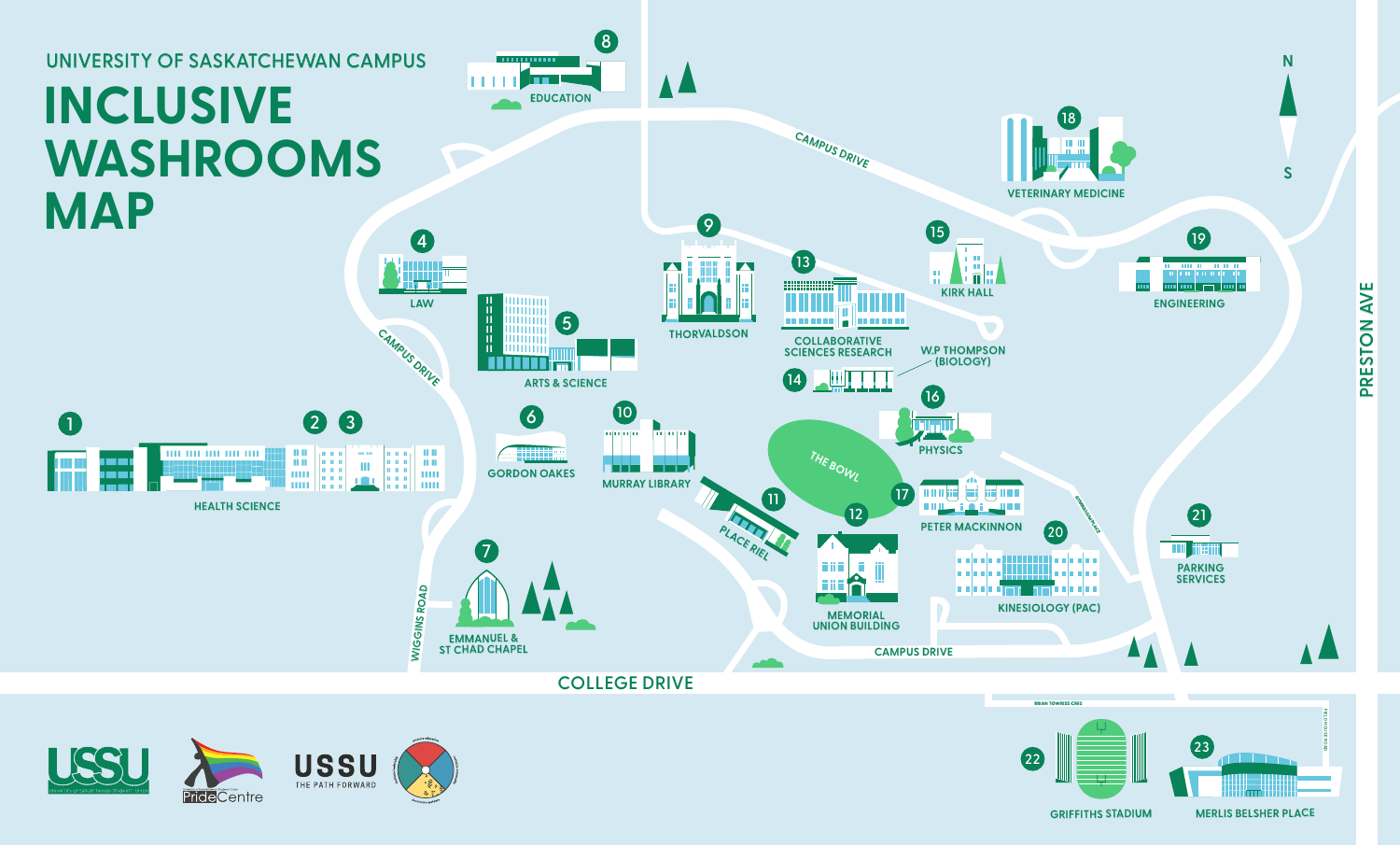UNIVERSITY OF SASKATCHEWAN CAMPUS

# INCLUSIVE WASHROOMS MAP

1. HEALTH SCIENCE
2. HEALTH SCIENCE
3. HEALTH SCIENCE
4. LAW
5. ARTS & SCIENCE
6. GORDON OAKES
7. EMMANUEL & ST CHAD CHAPEL
8. EDUCATION
9. THORVALDSON
10. MURRAY LIBRARY
11. PLACE RIEL
12. MEMORIAL UNION BUILDING
13. COLLABORATIVE SCIENCES RESEARCH
14. W.P THOMPSON (BIOLOGY)
15. KIRK HALL
16. PHYSICS
17. PETER MACKINNON
18. VETERINARY MEDICINE
19. ENGINEERING
20. KINESIOLOGY (PAC)
21. PARKING SERVICES
22. GRIFFITHS STADIUM
23. MERLIS BELSHER PLACE

THE BOWL

CAMPUS DRIVE

WIGGINS ROAD

COLLEGE DRIVE

PRESTON AVE

BRIAN TOWRISS CRES

FIELDHOUSE ROAD

GYMNASIUM PLACE

N

S

USSU

University of Saskatchewan Students' Union

PrideCentre

USSU THE PATH FORWARD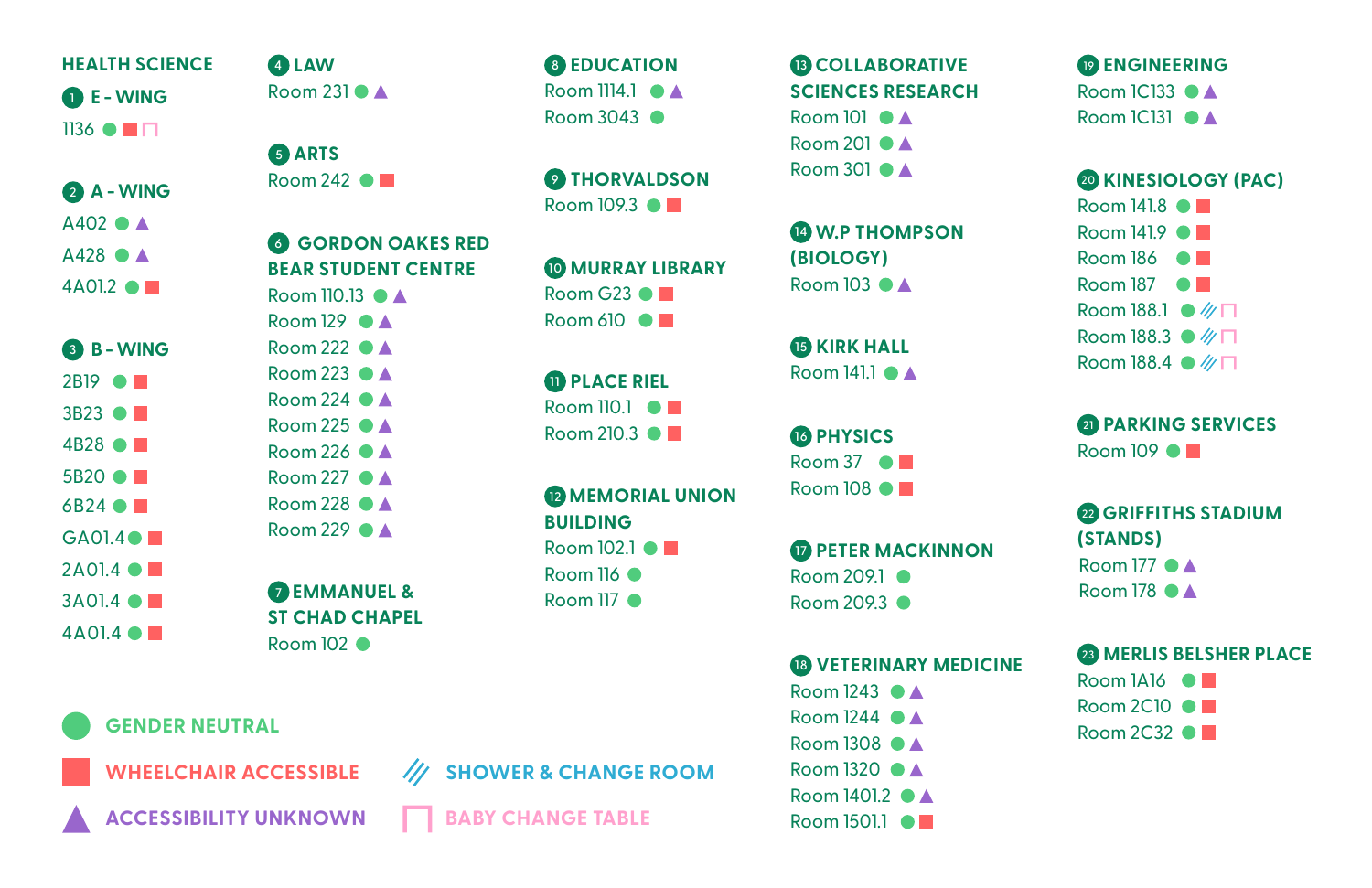## HEALTH SCIENCE

### 1 E - WING

- 1136 ● ■ ⊓

### 2 A - WING

- A402 ● ▲
- A428 ● ▲
- 4A01.2 ● ■

### 3 B - WING

- 2B19 ● ■
- 3B23 ● ■
- 4B28 ● ■
- 5B20 ● ■
- 6B24 ● ■
- GA01.4 ● ■
- 2A01.4 ● ■
- 3A01.4 ● ■
- 4A01.4 ● ■

### 4 LAW

- Room 231 ● ▲

### 5 ARTS

- Room 242 ● ■

### 6 GORDON OAKES RED BEAR STUDENT CENTRE

- Room 110.13 ● ▲
- Room 129 ● ▲
- Room 222 ● ▲
- Room 223 ● ▲
- Room 224 ● ▲
- Room 225 ● ▲
- Room 226 ● ▲
- Room 227 ● ▲
- Room 228 ● ▲
- Room 229 ● ▲

### 7 EMMANUEL & ST CHAD CHAPEL

- Room 102 ●

### 8 EDUCATION

- Room 1114.1 ● ▲
- Room 3043 ●

### 9 THORVALDSON

- Room 109.3 ● ■

### 10 MURRAY LIBRARY

- Room G23 ● ■
- Room 610 ● ■

### 11 PLACE RIEL

- Room 110.1 ● ■
- Room 210.3 ● ■

### 12 MEMORIAL UNION BUILDING

- Room 102.1 ● ■
- Room 116 ●
- Room 117 ●

### 13 COLLABORATIVE SCIENCES RESEARCH

- Room 101 ● ▲
- Room 201 ● ▲
- Room 301 ● ▲

### 14 W.P THOMPSON (BIOLOGY)

- Room 103 ● ▲

### 15 KIRK HALL

- Room 141.1 ● ▲

### 16 PHYSICS

- Room 37 ● ■
- Room 108 ● ■

### 17 PETER MACKINNON

- Room 209.1 ●
- Room 209.3 ●

### 18 VETERINARY MEDICINE

- Room 1243 ● ▲
- Room 1244 ● ▲
- Room 1308 ● ▲
- Room 1320 ● ▲
- Room 1401.2 ● ▲
- Room 1501.1 ● ■

### 19 ENGINEERING

- Room 1C133 ● ▲
- Room 1C131 ● ▲

### 20 KINESIOLOGY (PAC)

- Room 141.8 ● ■
- Room 141.9 ● ■
- Room 186 ● ■
- Room 187 ● ■
- Room 188.1 ● /// ⊓
- Room 188.3 ● /// ⊓
- Room 188.4 ● /// ⊓

### 21 PARKING SERVICES

- Room 109 ● ■

### 22 GRIFFITHS STADIUM (STANDS)

- Room 177 ● ▲
- Room 178 ● ▲

### 23 MERLIS BELSHER PLACE

- Room 1A16 ● ■
- Room 2C10 ● ■
- Room 2C32 ● ■

---

● GENDER NEUTRAL

■ WHEELCHAIR ACCESSIBLE

▲ ACCESSIBILITY UNKNOWN

/// SHOWER & CHANGE ROOM

⊓ BABY CHANGE TABLE